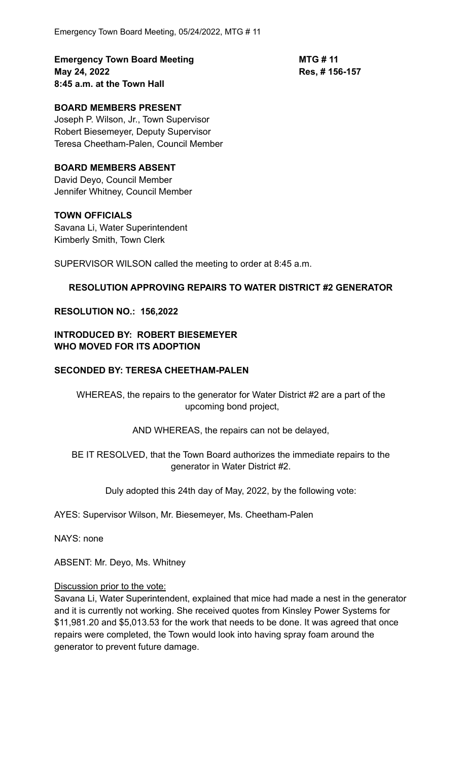**Emergency Town Board Meeting**
**May 24, 2022**
**8:45 a.m. at the Town Hall**

**MTG # 11**
**Res, # 156-157**

**BOARD MEMBERS PRESENT**
Joseph P. Wilson, Jr., Town Supervisor
Robert Biesemeyer, Deputy Supervisor
Teresa Cheetham-Palen, Council Member

**BOARD MEMBERS ABSENT**
David Deyo, Council Member
Jennifer Whitney, Council Member

**TOWN OFFICIALS**
Savana Li, Water Superintendent
Kimberly Smith, Town Clerk

SUPERVISOR WILSON called the meeting to order at 8:45 a.m.

**RESOLUTION APPROVING REPAIRS TO WATER DISTRICT #2 GENERATOR**

**RESOLUTION NO.: 156,2022**

**INTRODUCED BY: ROBERT BIESEMEYER**
**WHO MOVED FOR ITS ADOPTION**

**SECONDED BY: TERESA CHEETHAM-PALEN**

WHEREAS, the repairs to the generator for Water District #2 are a part of the upcoming bond project,

AND WHEREAS, the repairs can not be delayed,

BE IT RESOLVED, that the Town Board authorizes the immediate repairs to the generator in Water District #2.

Duly adopted this 24th day of May, 2022, by the following vote:

AYES: Supervisor Wilson, Mr. Biesemeyer, Ms. Cheetham-Palen

NAYS: none

ABSENT: Mr. Deyo, Ms. Whitney

Discussion prior to the vote:
Savana Li, Water Superintendent, explained that mice had made a nest in the generator and it is currently not working. She received quotes from Kinsley Power Systems for $11,981.20 and $5,013.53 for the work that needs to be done. It was agreed that once repairs were completed, the Town would look into having spray foam around the generator to prevent future damage.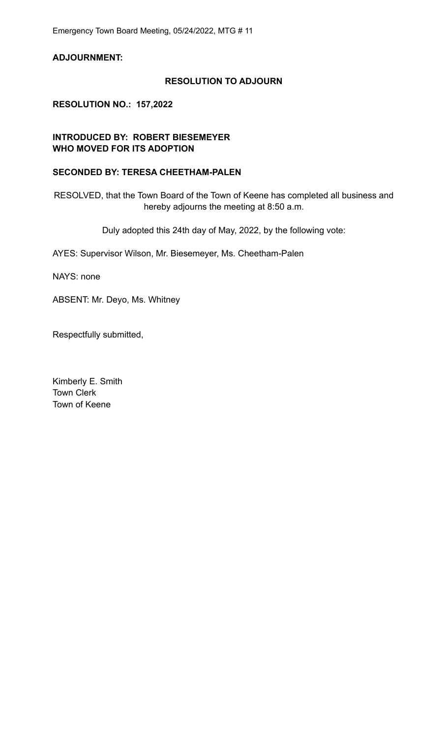**ADJOURNMENT:**

**RESOLUTION TO ADJOURN**

**RESOLUTION NO.: 157,2022**

**INTRODUCED BY: ROBERT BIESEMEYER**
**WHO MOVED FOR ITS ADOPTION**

**SECONDED BY: TERESA CHEETHAM-PALEN**

RESOLVED, that the Town Board of the Town of Keene has completed all business and hereby adjourns the meeting at 8:50 a.m.

Duly adopted this 24th day of May, 2022, by the following vote:

AYES: Supervisor Wilson, Mr. Biesemeyer, Ms. Cheetham-Palen

NAYS: none

ABSENT: Mr. Deyo, Ms. Whitney

Respectfully submitted,

Kimberly E. Smith
Town Clerk
Town of Keene